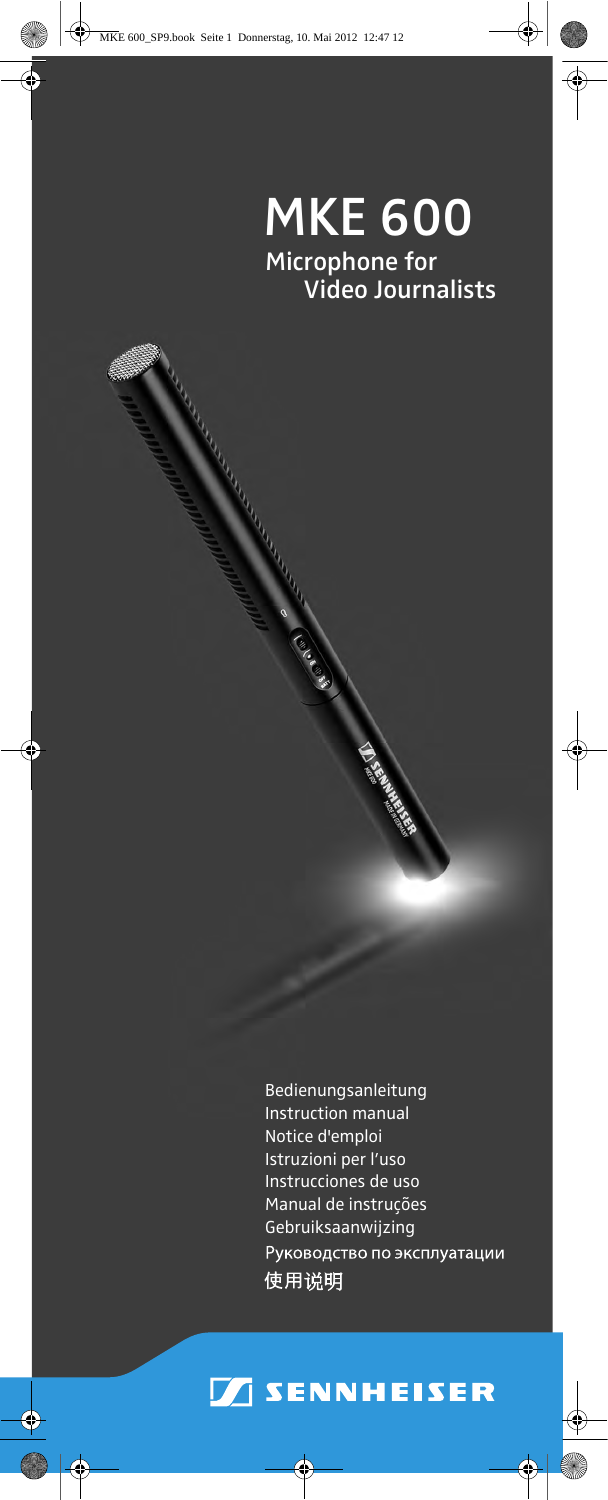# MKE 600

## Microphone for Video Journalists

Bedienungsanleitung
Instruction manual
Notice d'emploi
Istruzioni per l'uso
Instrucciones de uso
Manual de instruções
Gebruiksaanwijzing
Руководство по эксплуатации
使用说明

SENNHEISER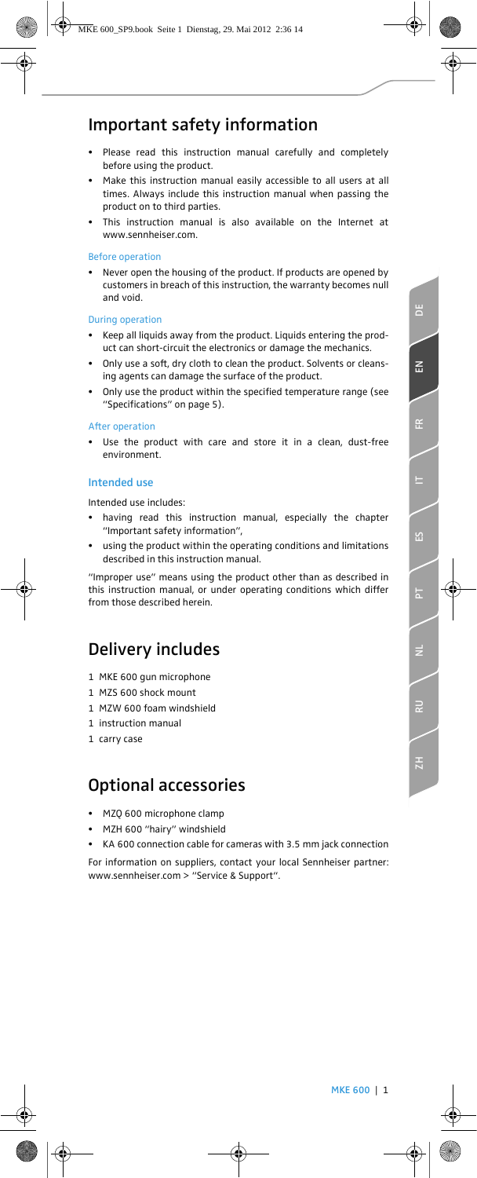# Important safety information

- Please read this instruction manual carefully and completely before using the product.
- Make this instruction manual easily accessible to all users at all times. Always include this instruction manual when passing the product on to third parties.
- This instruction manual is also available on the Internet at www.sennheiser.com.

### Before operation

- Never open the housing of the product. If products are opened by customers in breach of this instruction, the warranty becomes null and void.

### During operation

- Keep all liquids away from the product. Liquids entering the product can short-circuit the electronics or damage the mechanics.
- Only use a soft, dry cloth to clean the product. Solvents or cleansing agents can damage the surface of the product.
- Only use the product within the specified temperature range (see "Specifications" on page 5).

### After operation

- Use the product with care and store it in a clean, dust-free environment.

## Intended use

Intended use includes:

- having read this instruction manual, especially the chapter "Important safety information",
- using the product within the operating conditions and limitations described in this instruction manual.

"Improper use" means using the product other than as described in this instruction manual, or under operating conditions which differ from those described herein.

# Delivery includes

1 MKE 600 gun microphone
1 MZS 600 shock mount
1 MZW 600 foam windshield
1 instruction manual
1 carry case

# Optional accessories

- MZQ 600 microphone clamp
- MZH 600 "hairy" windshield
- KA 600 connection cable for cameras with 3.5 mm jack connection

For information on suppliers, contact your local Sennheiser partner: www.sennheiser.com > "Service & Support".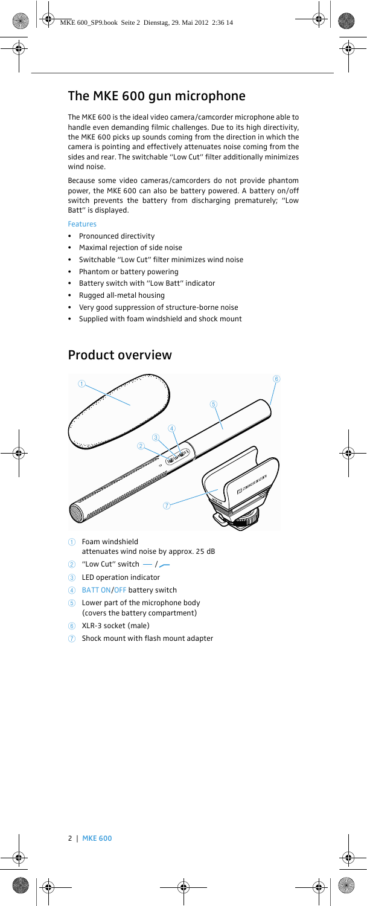## The MKE 600 gun microphone

The MKE 600 is the ideal video camera/camcorder microphone able to handle even demanding filmic challenges. Due to its high directivity, the MKE 600 picks up sounds coming from the direction in which the camera is pointing and effectively attenuates noise coming from the sides and rear. The switchable "Low Cut" filter additionally minimizes wind noise.

Because some video cameras/camcorders do not provide phantom power, the MKE 600 can also be battery powered. A battery on/off switch prevents the battery from discharging prematurely; "Low Batt" is displayed.

### Features

- Pronounced directivity
- Maximal rejection of side noise
- Switchable "Low Cut" filter minimizes wind noise
- Phantom or battery powering
- Battery switch with "Low Batt" indicator
- Rugged all-metal housing
- Very good suppression of structure-borne noise
- Supplied with foam windshield and shock mount

## Product overview

1. Foam windshield
   attenuates wind noise by approx. 25 dB
2. "Low Cut" switch — / ⟋
3. LED operation indicator
4. BATT ON/OFF battery switch
5. Lower part of the microphone body
   (covers the battery compartment)
6. XLR-3 socket (male)
7. Shock mount with flash mount adapter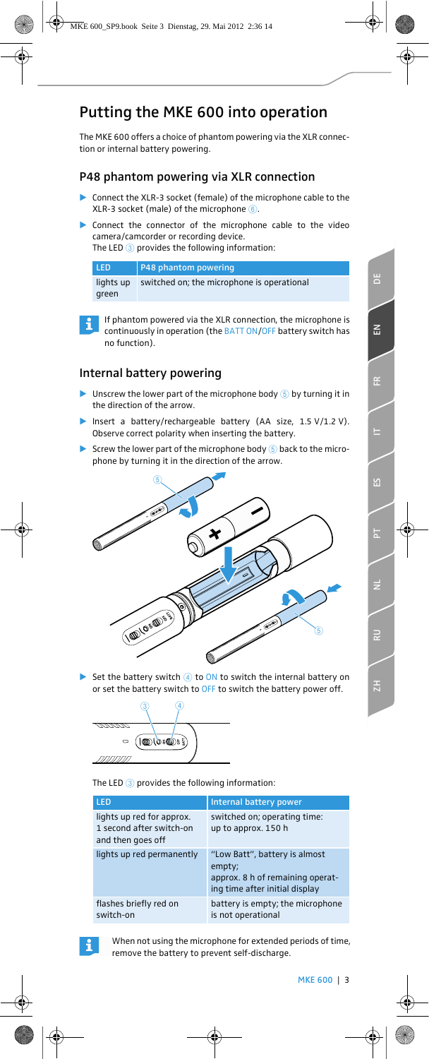# Putting the MKE 600 into operation

The MKE 600 offers a choice of phantom powering via the XLR connection or internal battery powering.

## P48 phantom powering via XLR connection

- Connect the XLR-3 socket (female) of the microphone cable to the XLR-3 socket (male) of the microphone ⑥.
- Connect the connector of the microphone cable to the video camera/camcorder or recording device.
  The LED ③ provides the following information:

| LED | P48 phantom powering |
|---|---|
| lights up green | switched on; the microphone is operational |

If phantom powered via the XLR connection, the microphone is continuously in operation (the BATT ON/OFF battery switch has no function).

## Internal battery powering

- Unscrew the lower part of the microphone body ⑤ by turning it in the direction of the arrow.
- Insert a battery/rechargeable battery (AA size, 1.5 V/1.2 V). Observe correct polarity when inserting the battery.
- Screw the lower part of the microphone body ⑤ back to the microphone by turning it in the direction of the arrow.

- Set the battery switch ④ to ON to switch the internal battery on or set the battery switch to OFF to switch the battery power off.

The LED ③ provides the following information:

| LED | Internal battery power |
|---|---|
| lights up red for approx. 1 second after switch-on and then goes off | switched on; operating time: up to approx. 150 h |
| lights up red permanently | "Low Batt", battery is almost empty; approx. 8 h of remaining operating time after initial display |
| flashes briefly red on switch-on | battery is empty; the microphone is not operational |

When not using the microphone for extended periods of time, remove the battery to prevent self-discharge.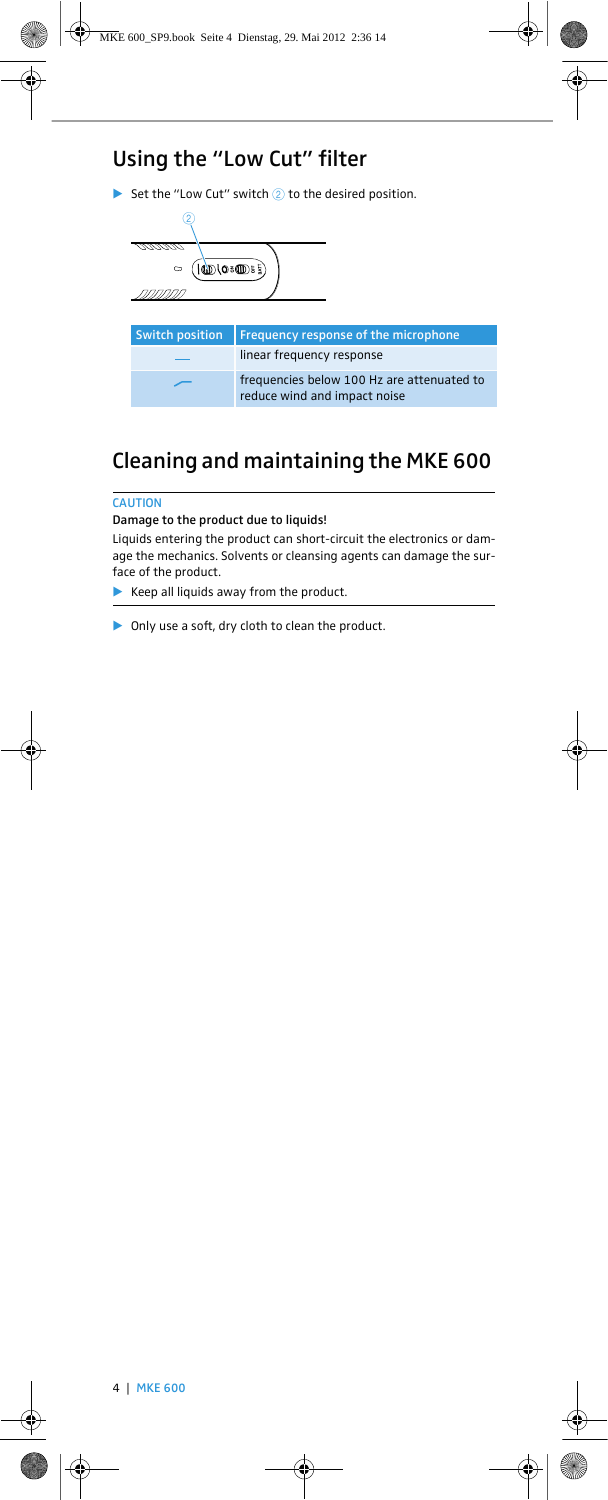## Using the "Low Cut" filter

▶ Set the "Low Cut" switch ② to the desired position.

| Switch position | Frequency response of the microphone |
|---|---|
| — | linear frequency response |
| ⌐ | frequencies below 100 Hz are attenuated to reduce wind and impact noise |

## Cleaning and maintaining the MKE 600

**CAUTION**

**Damage to the product due to liquids!**

Liquids entering the product can short-circuit the electronics or damage the mechanics. Solvents or cleansing agents can damage the surface of the product.

▶ Keep all liquids away from the product.

▶ Only use a soft, dry cloth to clean the product.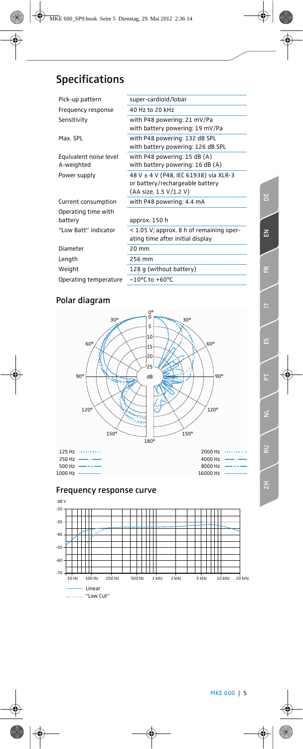# Specifications

| Pick-up pattern | super-cardioid/lobar |
|---|---|
| Frequency response | 40 Hz to 20 kHz |
| Sensitivity | with P48 powering: 21 mV/Pa<br>with battery powering: 19 mV/Pa |
| Max. SPL | with P48 powering: 132 dB SPL<br>with battery powering: 126 dB SPL |
| Equivalent noise level A-weighted | with P48 powering: 15 dB (A)<br>with battery powering: 16 dB (A) |
| Power supply | 48 V ± 4 V (P48, IEC 61938) via XLR-3 or battery/rechargeable battery (AA size, 1.5 V/1.2 V) |
| Current consumption | with P48 powering: 4.4 mA |
| Operating time with battery | approx. 150 h |
| "Low Batt" indicator | < 1.05 V; approx. 8 h of remaining operating time after initial display |
| Diameter | 20 mm |
| Length | 256 mm |
| Weight | 128 g (without battery) |
| Operating temperature | −10°C to +60°C |

## Polar diagram

125 Hz, 250 Hz, 500 Hz, 1000 Hz, 2000 Hz, 4000 Hz, 8000 Hz, 16000 Hz

## Frequency response curve

Linear

"Low Cut"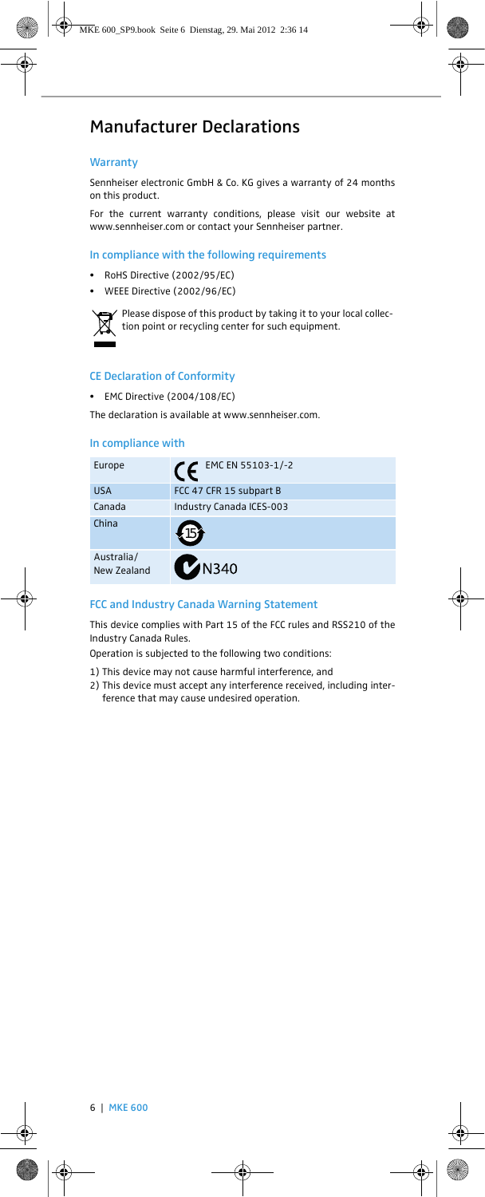# Manufacturer Declarations

### Warranty

Sennheiser electronic GmbH & Co. KG gives a warranty of 24 months on this product.

For the current warranty conditions, please visit our website at www.sennheiser.com or contact your Sennheiser partner.

### In compliance with the following requirements

- RoHS Directive (2002/95/EC)
- WEEE Directive (2002/96/EC)

Please dispose of this product by taking it to your local collection point or recycling center for such equipment.

### CE Declaration of Conformity

- EMC Directive (2004/108/EC)

The declaration is available at www.sennheiser.com.

### In compliance with

| Europe | CE EMC EN 55103-1/-2 |
|---|---|
| USA | FCC 47 CFR 15 subpart B |
| Canada | Industry Canada ICES-003 |
| China | 15 |
| Australia/ New Zealand | N340 |

### FCC and Industry Canada Warning Statement

This device complies with Part 15 of the FCC rules and RSS210 of the Industry Canada Rules.

Operation is subjected to the following two conditions:

1) This device may not cause harmful interference, and
2) This device must accept any interference received, including interference that may cause undesired operation.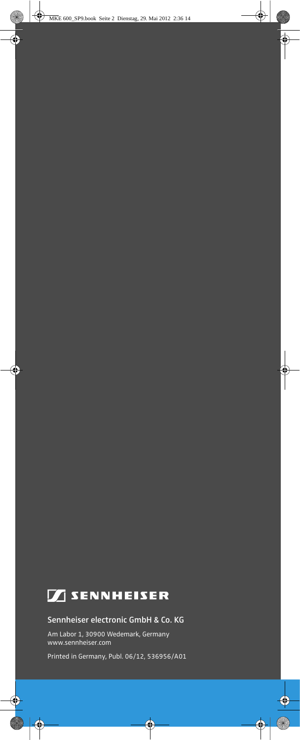SENNHEISER

**Sennheiser electronic GmbH & Co. KG**

Am Labor 1, 30900 Wedemark, Germany
www.sennheiser.com

Printed in Germany, Publ. 06/12, 536956/A01